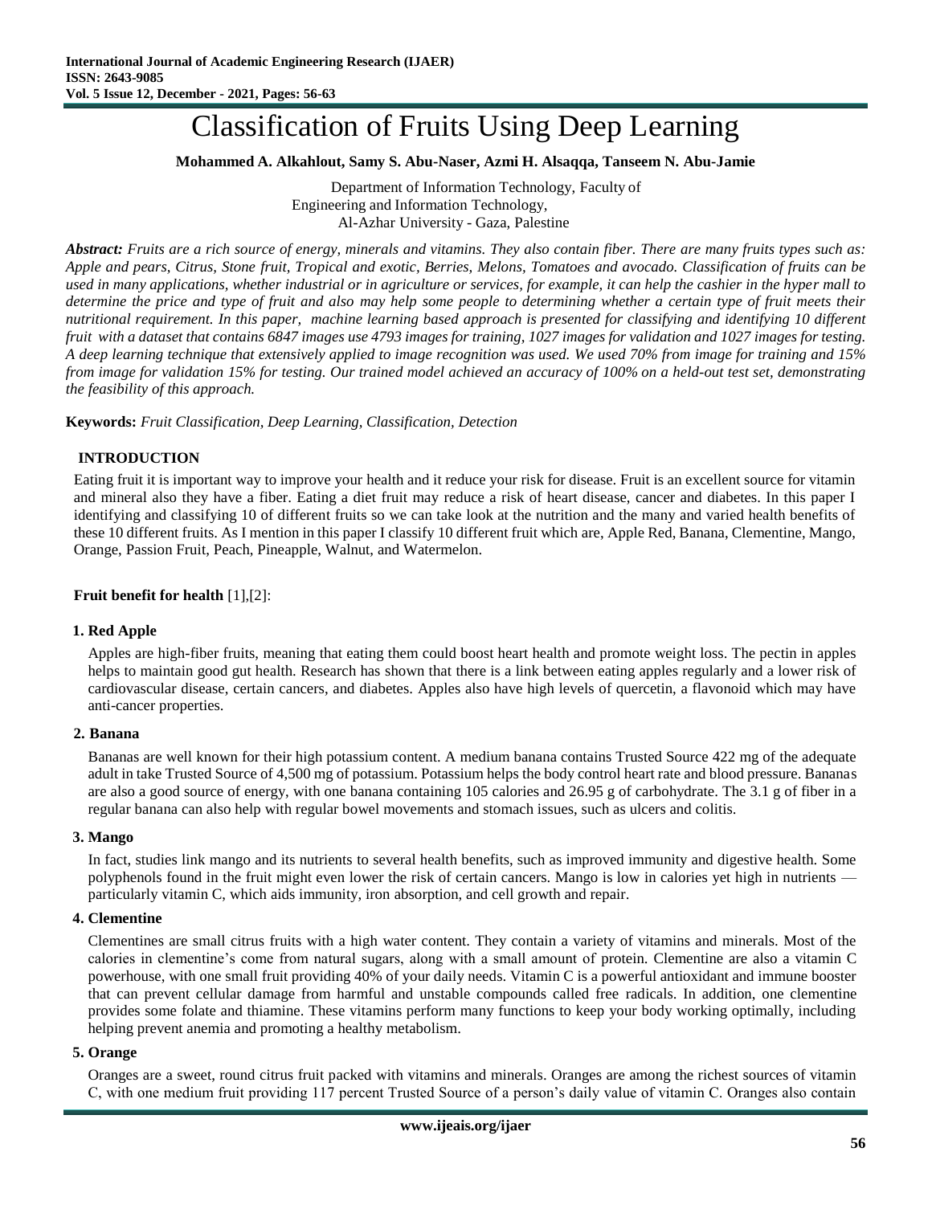# Classification of Fruits Using Deep Learning

**Mohammed A. Alkahlout, Samy S. Abu-Naser, Azmi H. Alsaqqa, Tanseem N. Abu-Jamie**

Department of Information Technology, Faculty of Engineering and Information Technology, Al-Azhar University - Gaza, Palestine

***Abstract:*** *Fruits are a rich source of energy, minerals and vitamins. They also contain fiber. There are many fruits types such as: Apple and pears, Citrus, Stone fruit, Tropical and exotic, Berries, Melons, Tomatoes and avocado. Classification of fruits can be used in many applications, whether industrial or in agriculture or services, for example, it can help the cashier in the hyper mall to determine the price and type of fruit and also may help some people to determining whether a certain type of fruit meets their nutritional requirement. In this paper, machine learning based approach is presented for classifying and identifying 10 different fruit with a dataset that contains 6847 images use 4793 images for training, 1027 images for validation and 1027 images for testing. A deep learning technique that extensively applied to image recognition was used. We used 70% from image for training and 15% from image for validation 15% for testing. Our trained model achieved an accuracy of 100% on a held-out test set, demonstrating the feasibility of this approach.*

**Keywords:** *Fruit Classification, Deep Learning, Classification, Detection*

## INTRODUCTION

Eating fruit it is important way to improve your health and it reduce your risk for disease. Fruit is an excellent source for vitamin and mineral also they have a fiber. Eating a diet fruit may reduce a risk of heart disease, cancer and diabetes. In this paper I identifying and classifying 10 of different fruits so we can take look at the nutrition and the many and varied health benefits of these 10 different fruits. As I mention in this paper I classify 10 different fruit which are, Apple Red, Banana, Clementine, Mango, Orange, Passion Fruit, Peach, Pineapple, Walnut, and Watermelon.

**Fruit benefit for health** [1],[2]:

### 1. Red Apple

Apples are high-fiber fruits, meaning that eating them could boost heart health and promote weight loss. The pectin in apples helps to maintain good gut health. Research has shown that there is a link between eating apples regularly and a lower risk of cardiovascular disease, certain cancers, and diabetes. Apples also have high levels of quercetin, a flavonoid which may have anti-cancer properties.

### 2. Banana

Bananas are well known for their high potassium content. A medium banana contains Trusted Source 422 mg of the adequate adult in take Trusted Source of 4,500 mg of potassium. Potassium helps the body control heart rate and blood pressure. Bananas are also a good source of energy, with one banana containing 105 calories and 26.95 g of carbohydrate. The 3.1 g of fiber in a regular banana can also help with regular bowel movements and stomach issues, such as ulcers and colitis.

### 3. Mango

In fact, studies link mango and its nutrients to several health benefits, such as improved immunity and digestive health. Some polyphenols found in the fruit might even lower the risk of certain cancers. Mango is low in calories yet high in nutrients — particularly vitamin C, which aids immunity, iron absorption, and cell growth and repair.

### 4. Clementine

Clementines are small citrus fruits with a high water content. They contain a variety of vitamins and minerals. Most of the calories in clementine's come from natural sugars, along with a small amount of protein. Clementine are also a vitamin C powerhouse, with one small fruit providing 40% of your daily needs. Vitamin C is a powerful antioxidant and immune booster that can prevent cellular damage from harmful and unstable compounds called free radicals. In addition, one clementine provides some folate and thiamine. These vitamins perform many functions to keep your body working optimally, including helping prevent anemia and promoting a healthy metabolism.

### 5. Orange

Oranges are a sweet, round citrus fruit packed with vitamins and minerals. Oranges are among the richest sources of vitamin C, with one medium fruit providing 117 percent Trusted Source of a person's daily value of vitamin C. Oranges also contain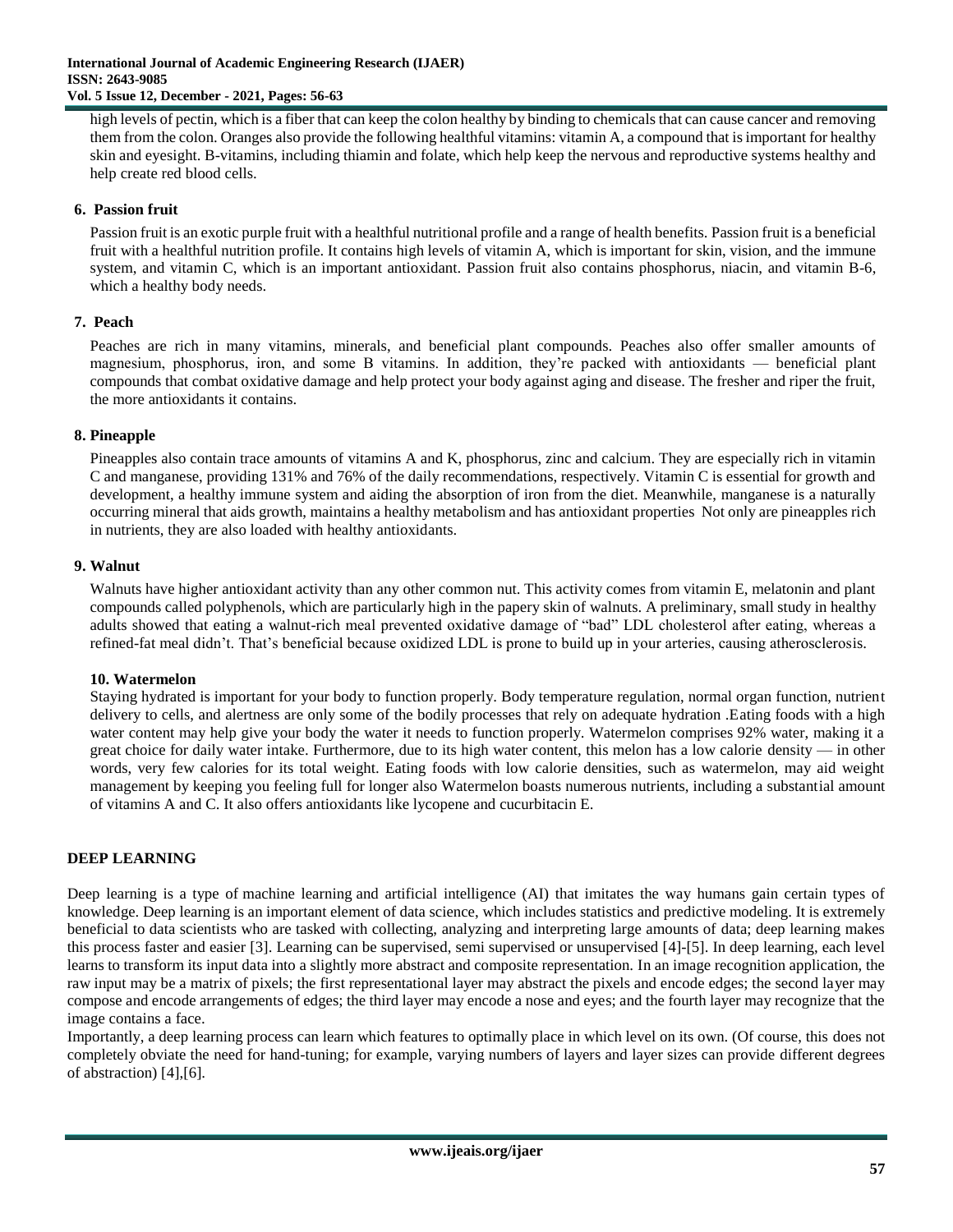high levels of pectin, which is a fiber that can keep the colon healthy by binding to chemicals that can cause cancer and removing them from the colon. Oranges also provide the following healthful vitamins: vitamin A, a compound that is important for healthy skin and eyesight. B-vitamins, including thiamin and folate, which help keep the nervous and reproductive systems healthy and help create red blood cells.

### 6. Passion fruit

Passion fruit is an exotic purple fruit with a healthful nutritional profile and a range of health benefits. Passion fruit is a beneficial fruit with a healthful nutrition profile. It contains high levels of vitamin A, which is important for skin, vision, and the immune system, and vitamin C, which is an important antioxidant. Passion fruit also contains phosphorus, niacin, and vitamin B-6, which a healthy body needs.

### 7. Peach

Peaches are rich in many vitamins, minerals, and beneficial plant compounds. Peaches also offer smaller amounts of magnesium, phosphorus, iron, and some B vitamins. In addition, they're packed with antioxidants — beneficial plant compounds that combat oxidative damage and help protect your body against aging and disease. The fresher and riper the fruit, the more antioxidants it contains.

### 8. Pineapple

Pineapples also contain trace amounts of vitamins A and K, phosphorus, zinc and calcium. They are especially rich in vitamin C and manganese, providing 131% and 76% of the daily recommendations, respectively. Vitamin C is essential for growth and development, a healthy immune system and aiding the absorption of iron from the diet. Meanwhile, manganese is a naturally occurring mineral that aids growth, maintains a healthy metabolism and has antioxidant properties Not only are pineapples rich in nutrients, they are also loaded with healthy antioxidants.

### 9. Walnut

Walnuts have higher antioxidant activity than any other common nut. This activity comes from vitamin E, melatonin and plant compounds called polyphenols, which are particularly high in the papery skin of walnuts. A preliminary, small study in healthy adults showed that eating a walnut-rich meal prevented oxidative damage of "bad" LDL cholesterol after eating, whereas a refined-fat meal didn't. That's beneficial because oxidized LDL is prone to build up in your arteries, causing atherosclerosis.

### 10. Watermelon

Staying hydrated is important for your body to function properly. Body temperature regulation, normal organ function, nutrient delivery to cells, and alertness are only some of the bodily processes that rely on adequate hydration .Eating foods with a high water content may help give your body the water it needs to function properly. Watermelon comprises 92% water, making it a great choice for daily water intake. Furthermore, due to its high water content, this melon has a low calorie density — in other words, very few calories for its total weight. Eating foods with low calorie densities, such as watermelon, may aid weight management by keeping you feeling full for longer also Watermelon boasts numerous nutrients, including a substantial amount of vitamins A and C. It also offers antioxidants like lycopene and cucurbitacin E.

## DEEP LEARNING

Deep learning is a type of machine learning and artificial intelligence (AI) that imitates the way humans gain certain types of knowledge. Deep learning is an important element of data science, which includes statistics and predictive modeling. It is extremely beneficial to data scientists who are tasked with collecting, analyzing and interpreting large amounts of data; deep learning makes this process faster and easier [3]. Learning can be supervised, semi supervised or unsupervised [4]-[5]. In deep learning, each level learns to transform its input data into a slightly more abstract and composite representation. In an image recognition application, the raw input may be a matrix of pixels; the first representational layer may abstract the pixels and encode edges; the second layer may compose and encode arrangements of edges; the third layer may encode a nose and eyes; and the fourth layer may recognize that the image contains a face.

Importantly, a deep learning process can learn which features to optimally place in which level on its own. (Of course, this does not completely obviate the need for hand-tuning; for example, varying numbers of layers and layer sizes can provide different degrees of abstraction) [4],[6].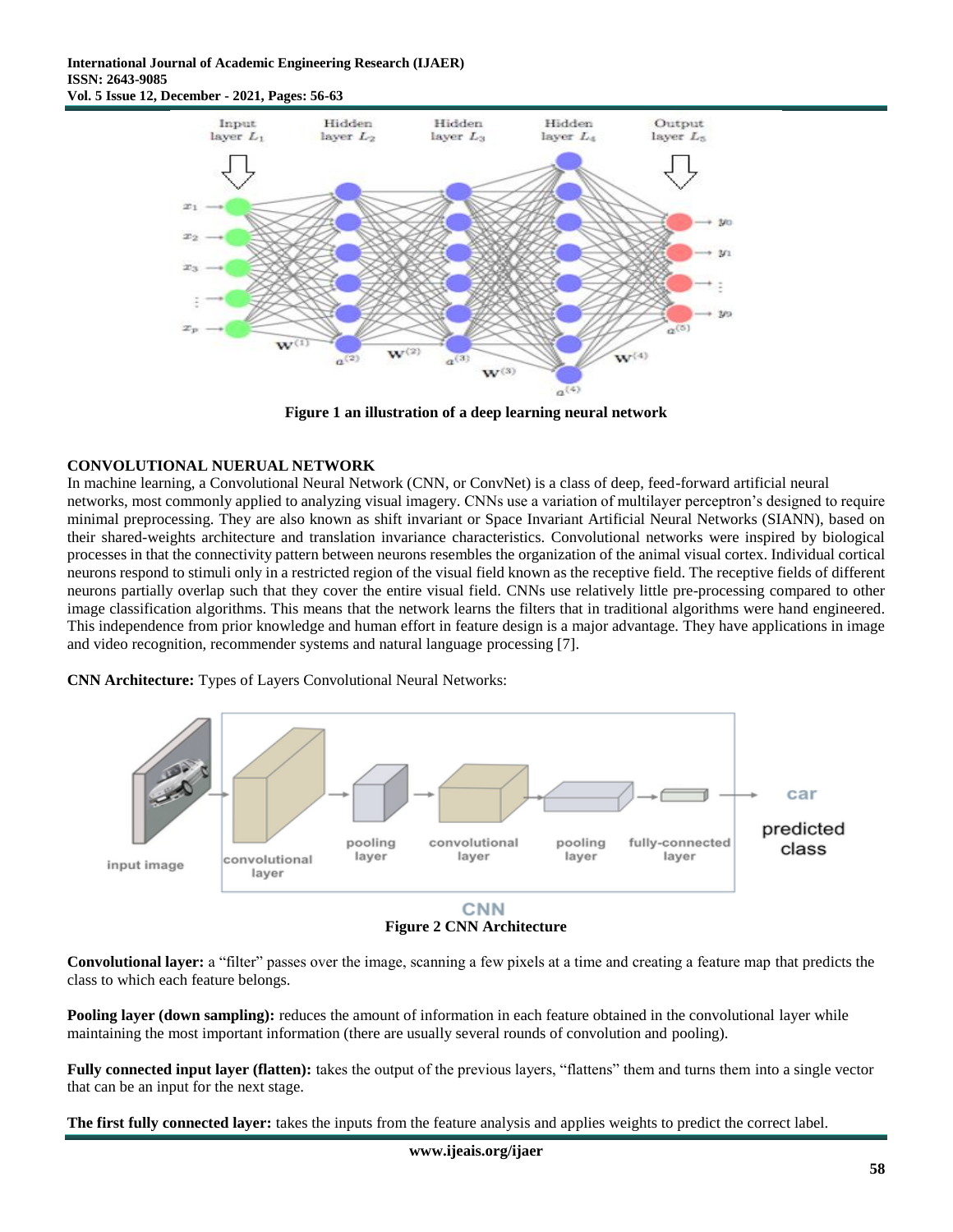Figure 1 an illustration of a deep learning neural network

## CONVOLUTIONAL NUERUAL NETWORK

In machine learning, a Convolutional Neural Network (CNN, or ConvNet) is a class of deep, feed-forward artificial neural networks, most commonly applied to analyzing visual imagery. CNNs use a variation of multilayer perceptron's designed to require minimal preprocessing. They are also known as shift invariant or Space Invariant Artificial Neural Networks (SIANN), based on their shared-weights architecture and translation invariance characteristics. Convolutional networks were inspired by biological processes in that the connectivity pattern between neurons resembles the organization of the animal visual cortex. Individual cortical neurons respond to stimuli only in a restricted region of the visual field known as the receptive field. The receptive fields of different neurons partially overlap such that they cover the entire visual field. CNNs use relatively little pre-processing compared to other image classification algorithms. This means that the network learns the filters that in traditional algorithms were hand engineered. This independence from prior knowledge and human effort in feature design is a major advantage. They have applications in image and video recognition, recommender systems and natural language processing [7].

**CNN Architecture:** Types of Layers Convolutional Neural Networks:

Figure 2 CNN Architecture

**Convolutional layer:** a "filter" passes over the image, scanning a few pixels at a time and creating a feature map that predicts the class to which each feature belongs.

**Pooling layer (down sampling):** reduces the amount of information in each feature obtained in the convolutional layer while maintaining the most important information (there are usually several rounds of convolution and pooling).

**Fully connected input layer (flatten):** takes the output of the previous layers, "flattens" them and turns them into a single vector that can be an input for the next stage.

**The first fully connected layer:** takes the inputs from the feature analysis and applies weights to predict the correct label.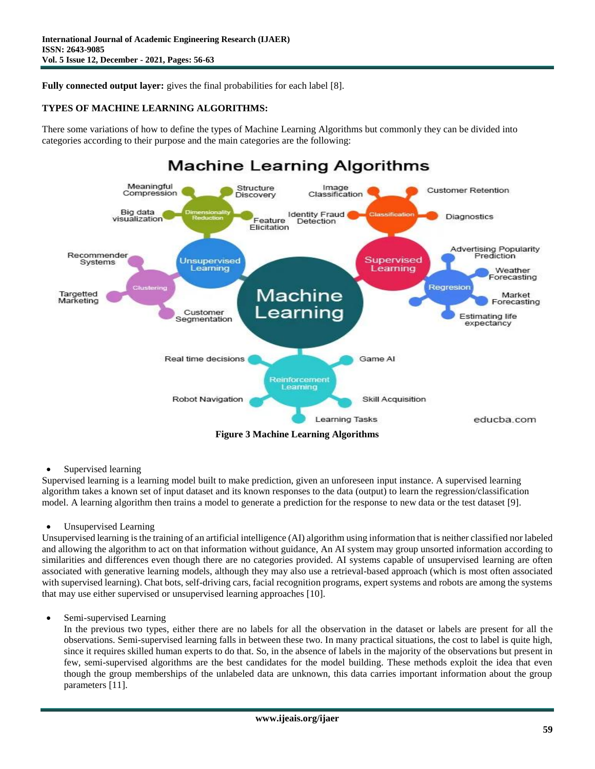**Fully connected output layer:** gives the final probabilities for each label [8].

## TYPES OF MACHINE LEARNING ALGORITHMS:

There some variations of how to define the types of Machine Learning Algorithms but commonly they can be divided into categories according to their purpose and the main categories are the following:

**Figure 3 Machine Learning Algorithms**

- Supervised learning

Supervised learning is a learning model built to make prediction, given an unforeseen input instance. A supervised learning algorithm takes a known set of input dataset and its known responses to the data (output) to learn the regression/classification model. A learning algorithm then trains a model to generate a prediction for the response to new data or the test dataset [9].

- Unsupervised Learning

Unsupervised learning is the training of an artificial intelligence (AI) algorithm using information that is neither classified nor labeled and allowing the algorithm to act on that information without guidance, An AI system may group unsorted information according to similarities and differences even though there are no categories provided. AI systems capable of unsupervised learning are often associated with generative learning models, although they may also use a retrieval-based approach (which is most often associated with supervised learning). Chat bots, self-driving cars, facial recognition programs, expert systems and robots are among the systems that may use either supervised or unsupervised learning approaches [10].

- Semi-supervised Learning

  In the previous two types, either there are no labels for all the observation in the dataset or labels are present for all the observations. Semi-supervised learning falls in between these two. In many practical situations, the cost to label is quite high, since it requires skilled human experts to do that. So, in the absence of labels in the majority of the observations but present in few, semi-supervised algorithms are the best candidates for the model building. These methods exploit the idea that even though the group memberships of the unlabeled data are unknown, this data carries important information about the group parameters [11].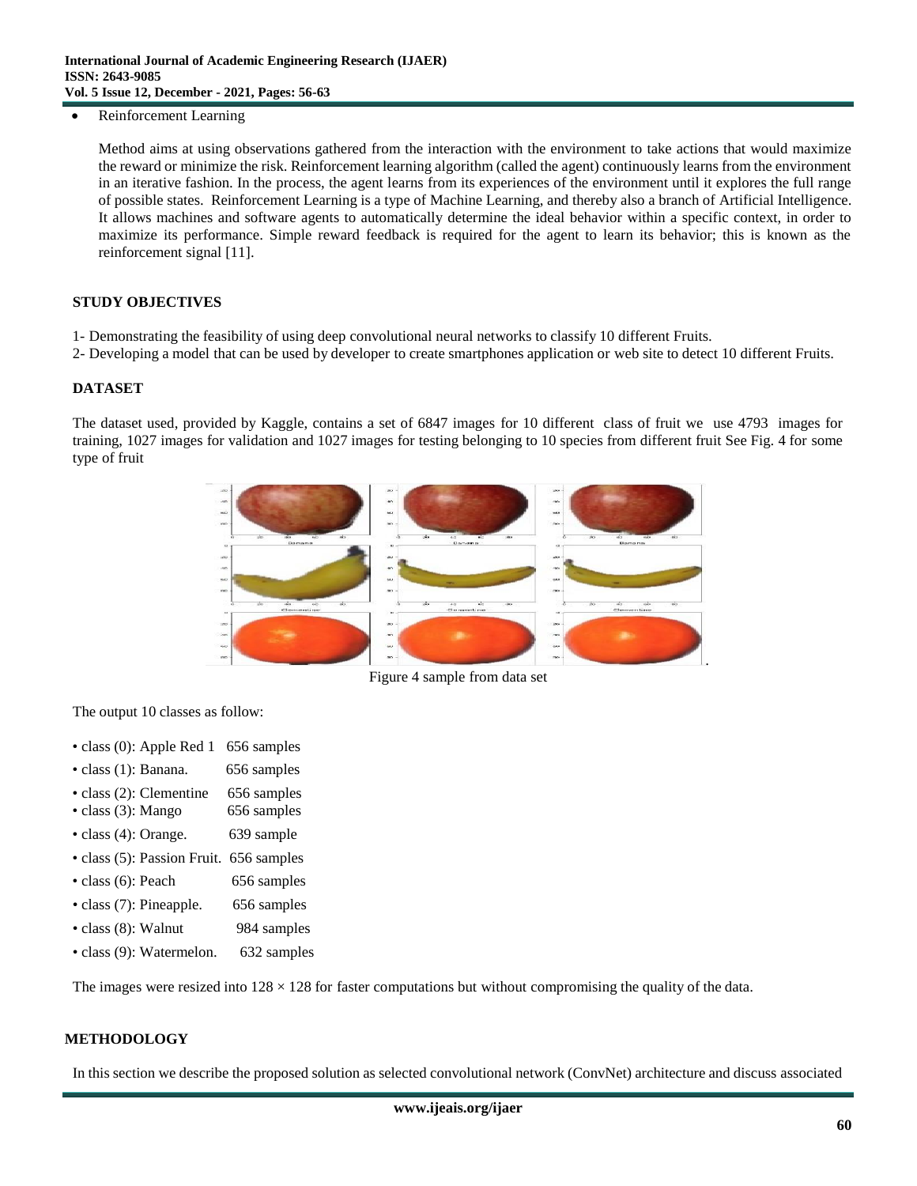- Reinforcement Learning

  Method aims at using observations gathered from the interaction with the environment to take actions that would maximize the reward or minimize the risk. Reinforcement learning algorithm (called the agent) continuously learns from the environment in an iterative fashion. In the process, the agent learns from its experiences of the environment until it explores the full range of possible states. Reinforcement Learning is a type of Machine Learning, and thereby also a branch of Artificial Intelligence. It allows machines and software agents to automatically determine the ideal behavior within a specific context, in order to maximize its performance. Simple reward feedback is required for the agent to learn its behavior; this is known as the reinforcement signal [11].

## STUDY OBJECTIVES

1- Demonstrating the feasibility of using deep convolutional neural networks to classify 10 different Fruits.

2- Developing a model that can be used by developer to create smartphones application or web site to detect 10 different Fruits.

## DATASET

The dataset used, provided by Kaggle, contains a set of 6847 images for 10 different class of fruit we use 4793 images for training, 1027 images for validation and 1027 images for testing belonging to 10 species from different fruit See Fig. 4 for some type of fruit

Figure 4 sample from data set

The output 10 classes as follow:

- class (0): Apple Red 1 656 samples
- class (1): Banana. 656 samples
- class (2): Clementine 656 samples
- class (3): Mango 656 samples
- class (4): Orange. 639 sample
- class (5): Passion Fruit. 656 samples
- class (6): Peach 656 samples
- class (7): Pineapple. 656 samples
- class (8): Walnut 984 samples
- class (9): Watermelon. 632 samples

The images were resized into $128 \times 128$ for faster computations but without compromising the quality of the data.

## METHODOLOGY

In this section we describe the proposed solution as selected convolutional network (ConvNet) architecture and discuss associated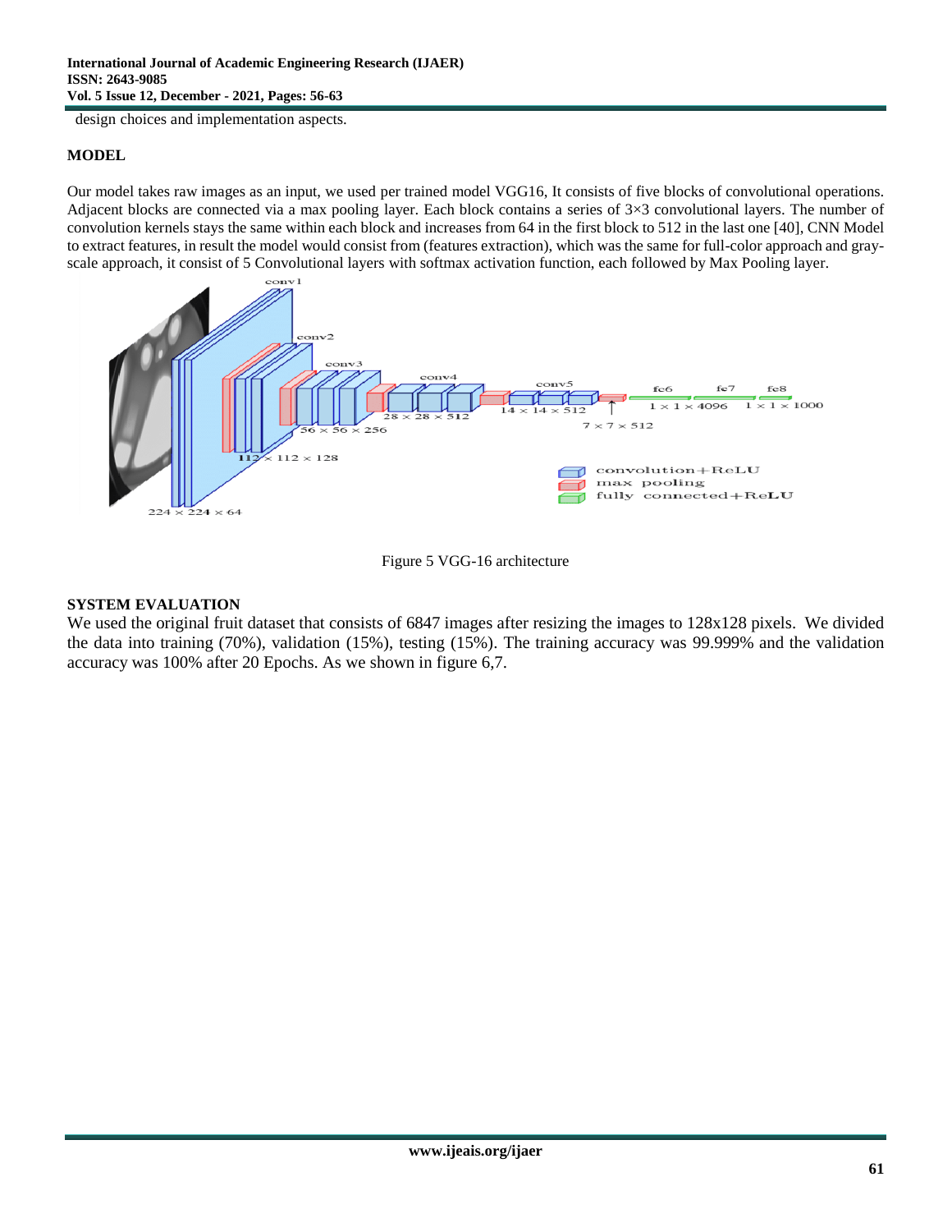design choices and implementation aspects.

## MODEL

Our model takes raw images as an input, we used per trained model VGG16, It consists of five blocks of convolutional operations. Adjacent blocks are connected via a max pooling layer. Each block contains a series of 3×3 convolutional layers. The number of convolution kernels stays the same within each block and increases from 64 in the first block to 512 in the last one [40], CNN Model to extract features, in result the model would consist from (features extraction), which was the same for full-color approach and gray-scale approach, it consist of 5 Convolutional layers with softmax activation function, each followed by Max Pooling layer.

Figure 5 VGG-16 architecture

## SYSTEM EVALUATION

We used the original fruit dataset that consists of 6847 images after resizing the images to 128x128 pixels. We divided the data into training (70%), validation (15%), testing (15%). The training accuracy was 99.999% and the validation accuracy was 100% after 20 Epochs. As we shown in figure 6,7.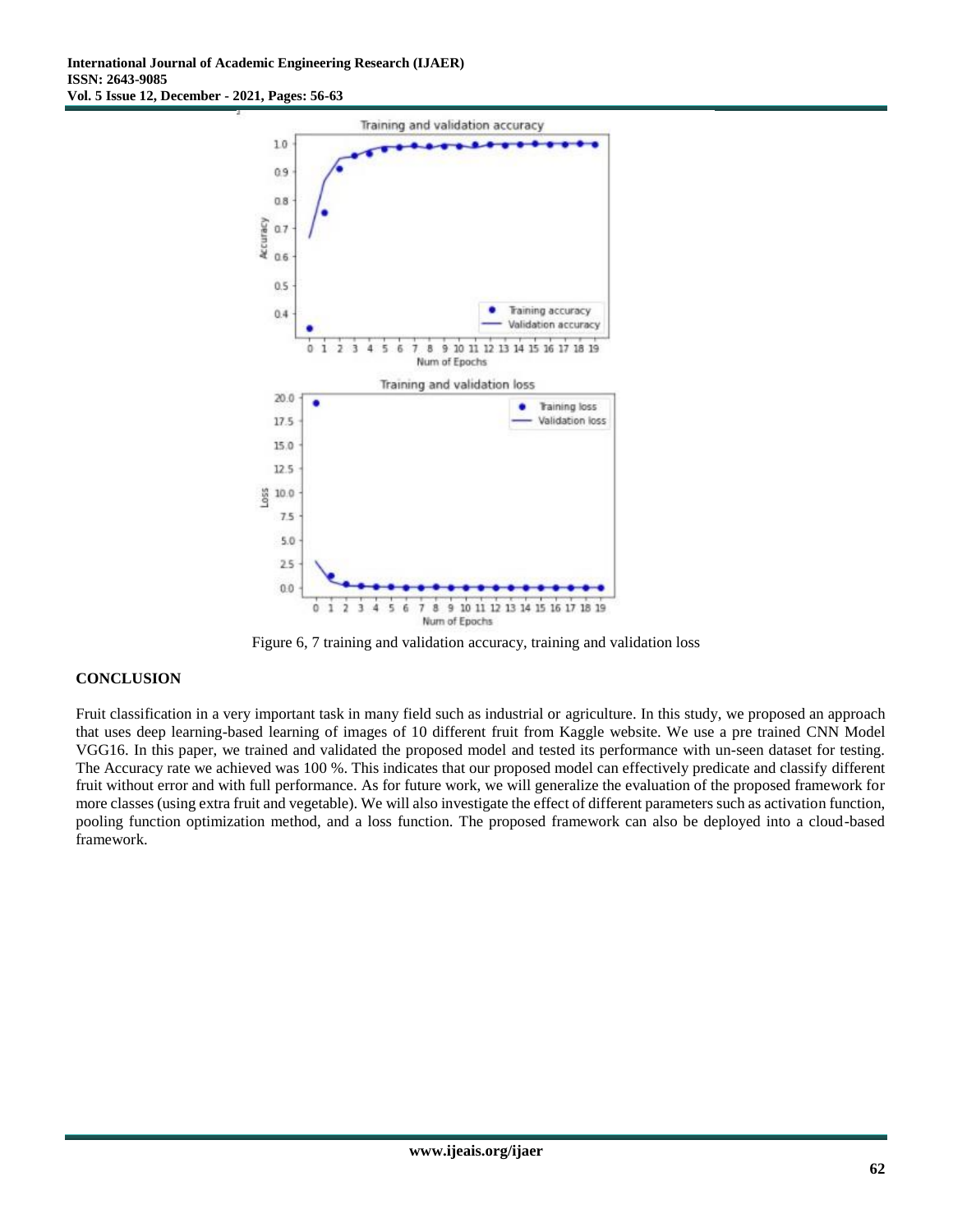Figure 6, 7 training and validation accuracy, training and validation loss

## CONCLUSION

Fruit classification in a very important task in many field such as industrial or agriculture. In this study, we proposed an approach that uses deep learning-based learning of images of 10 different fruit from Kaggle website. We use a pre trained CNN Model VGG16. In this paper, we trained and validated the proposed model and tested its performance with un-seen dataset for testing. The Accuracy rate we achieved was 100 %. This indicates that our proposed model can effectively predicate and classify different fruit without error and with full performance. As for future work, we will generalize the evaluation of the proposed framework for more classes (using extra fruit and vegetable). We will also investigate the effect of different parameters such as activation function, pooling function optimization method, and a loss function. The proposed framework can also be deployed into a cloud-based framework.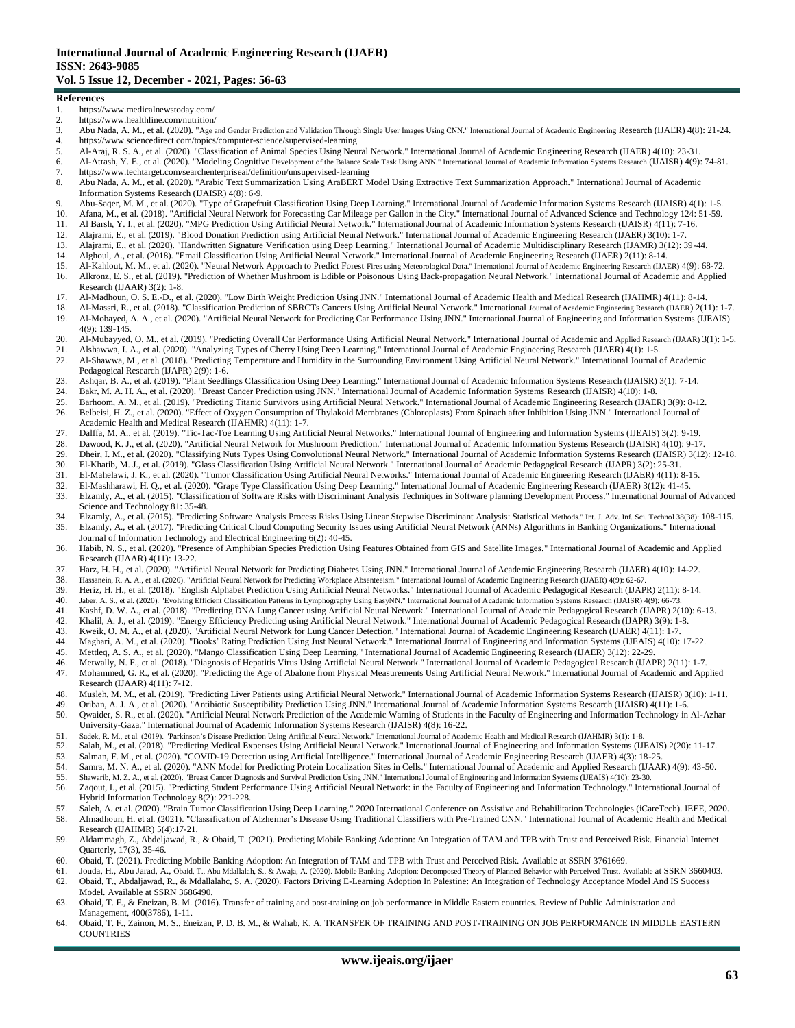## References

1. https://www.medicalnewstoday.com/
2. https://www.healthline.com/nutrition/
3. Abu Nada, A. M., et al. (2020). "Age and Gender Prediction and Validation Through Single User Images Using CNN." International Journal of Academic Engineering Research (IJAER) 4(8): 21-24.
4. https://www.sciencedirect.com/topics/computer-science/supervised-learning
5. Al-Araj, R. S. A., et al. (2020). "Classification of Animal Species Using Neural Network." International Journal of Academic Engineering Research (IJAER) 4(10): 23-31.
6. Al-Atrash, Y. E., et al. (2020). "Modeling Cognitive Development of the Balance Scale Task Using ANN." International Journal of Academic Information Systems Research (IJAISR) 4(9): 74-81.
7. https://www.techtarget.com/searchenterpriseai/definition/unsupervised-learning
8. Abu Nada, A. M., et al. (2020). "Arabic Text Summarization Using AraBERT Model Using Extractive Text Summarization Approach." International Journal of Academic Information Systems Research (IJAISR) 4(8): 6-9.
9. Abu-Saqer, M. M., et al. (2020). "Type of Grapefruit Classification Using Deep Learning." International Journal of Academic Information Systems Research (IJAISR) 4(1): 1-5.
10. Afana, M., et al. (2018). "Artificial Neural Network for Forecasting Car Mileage per Gallon in the City." International Journal of Advanced Science and Technology 124: 51-59.
11. Al Barsh, Y. I., et al. (2020). "MPG Prediction Using Artificial Neural Network." International Journal of Academic Information Systems Research (IJAISR) 4(11): 7-16.
12. Alajrami, E., et al. (2019). "Blood Donation Prediction using Artificial Neural Network." International Journal of Academic Engineering Research (IJAER) 3(10): 1-7.
13. Alajrami, E., et al. (2020). "Handwritten Signature Verification using Deep Learning." International Journal of Academic Multidisciplinary Research (IJAMR) 3(12): 39-44.
14. Alghoul, A., et al. (2018). "Email Classification Using Artificial Neural Network." International Journal of Academic Engineering Research (IJAER) 2(11): 8-14.
15. Al-Kahlout, M. M., et al. (2020). "Neural Network Approach to Predict Forest Fires using Meteorological Data." International Journal of Academic Engineering Research (IJAER) 4(9): 68-72.
16. Alkronz, E. S., et al. (2019). "Prediction of Whether Mushroom is Edible or Poisonous Using Back-propagation Neural Network." International Journal of Academic and Applied Research (IJAAR) 3(2): 1-8.
17. Al-Madhoun, O. S. E.-D., et al. (2020). "Low Birth Weight Prediction Using JNN." International Journal of Academic Health and Medical Research (IJAHMR) 4(11): 8-14.
18. Al-Massri, R., et al. (2018). "Classification Prediction of SBRCTs Cancers Using Artificial Neural Network." International Journal of Academic Engineering Research (IJAER) 2(11): 1-7.
19. Al-Mobayed, A. A., et al. (2020). "Artificial Neural Network for Predicting Car Performance Using JNN." International Journal of Engineering and Information Systems (IJEAIS) 4(9): 139-145.
20. Al-Mubayyed, O. M., et al. (2019). "Predicting Overall Car Performance Using Artificial Neural Network." International Journal of Academic and Applied Research (IJAAR) 3(1): 1-5.
21. Alshawwa, I. A., et al. (2020). "Analyzing Types of Cherry Using Deep Learning." International Journal of Academic Engineering Research (IJAER) 4(1): 1-5.
22. Al-Shawwa, M., et al. (2018). "Predicting Temperature and Humidity in the Surrounding Environment Using Artificial Neural Network." International Journal of Academic Pedagogical Research (IJAPR) 2(9): 1-6.
23. Ashqar, B. A., et al. (2019). "Plant Seedlings Classification Using Deep Learning." International Journal of Academic Information Systems Research (IJAISR) 3(1): 7-14.
24. Bakr, M. A. H. A., et al. (2020). "Breast Cancer Prediction using JNN." International Journal of Academic Information Systems Research (IJAISR) 4(10): 1-8.
25. Barhoom, A. M., et al. (2019). "Predicting Titanic Survivors using Artificial Neural Network." International Journal of Academic Engineering Research (IJAER) 3(9): 8-12.
26. Belbeisi, H. Z., et al. (2020). "Effect of Oxygen Consumption of Thylakoid Membranes (Chloroplasts) From Spinach after Inhibition Using JNN." International Journal of Academic Health and Medical Research (IJAHMR) 4(11): 1-7.
27. Dalffa, M. A., et al. (2019). "Tic-Tac-Toe Learning Using Artificial Neural Networks." International Journal of Engineering and Information Systems (IJEAIS) 3(2): 9-19.
28. Dawood, K. J., et al. (2020). "Artificial Neural Network for Mushroom Prediction." International Journal of Academic Information Systems Research (IJAISR) 4(10): 9-17.
29. Dheir, I. M., et al. (2020). "Classifying Nuts Types Using Convolutional Neural Network." International Journal of Academic Information Systems Research (IJAISR) 3(12): 12-18.
30. El-Khatib, M. J., et al. (2019). "Glass Classification Using Artificial Neural Network." International Journal of Academic Pedagogical Research (IJAPR) 3(2): 25-31.
31. El-Mahelawi, J. K., et al. (2020). "Tumor Classification Using Artificial Neural Networks." International Journal of Academic Engineering Research (IJAER) 4(11): 8-15.
32. El-Mashharawi, H. Q., et al. (2020). "Grape Type Classification Using Deep Learning." International Journal of Academic Engineering Research (IJAER) 3(12): 41-45.
33. Elzamly, A., et al. (2015). "Classification of Software Risks with Discriminant Analysis Techniques in Software planning Development Process." International Journal of Advanced Science and Technology 81: 35-48.
34. Elzamly, A., et al. (2015). "Predicting Software Analysis Process Risks Using Linear Stepwise Discriminant Analysis: Statistical Methods." Int. J. Adv. Inf. Sci. Technol 38(38): 108-115.
35. Elzamly, A., et al. (2017). "Predicting Critical Cloud Computing Security Issues using Artificial Neural Network (ANNs) Algorithms in Banking Organizations." International Journal of Information Technology and Electrical Engineering 6(2): 40-45.
36. Habib, N. S., et al. (2020). "Presence of Amphibian Species Prediction Using Features Obtained from GIS and Satellite Images." International Journal of Academic and Applied Research (IJAAR) 4(11): 13-22.
37. Harz, H. H., et al. (2020). "Artificial Neural Network for Predicting Diabetes Using JNN." International Journal of Academic Engineering Research (IJAER) 4(10): 14-22.
38. Hassanein, R. A. A., et al. (2020). "Artificial Neural Network for Predicting Workplace Absenteeism." International Journal of Academic Engineering Research (IJAER) 4(9): 62-67.
39. Heriz, H. H., et al. (2018). "English Alphabet Prediction Using Artificial Neural Networks." International Journal of Academic Pedagogical Research (IJAPR) 2(11): 8-14.
40. Jaber, A. S., et al. (2020). "Evolving Efficient Classification Patterns in Lymphography Using EasyNN." International Journal of Academic Information Systems Research (IJAISR) 4(9): 66-73.
41. Kashf, D. W. A., et al. (2018). "Predicting DNA Lung Cancer using Artificial Neural Network." International Journal of Academic Pedagogical Research (IJAPR) 2(10): 6-13.
42. Khalil, A. J., et al. (2019). "Energy Efficiency Predicting using Artificial Neural Network." International Journal of Academic Pedagogical Research (IJAPR) 3(9): 1-8.
43. Kweik, O. M. A., et al. (2020). "Artificial Neural Network for Lung Cancer Detection." International Journal of Academic Engineering Research (IJAER) 4(11): 1-7.
44. Maghari, A. M., et al. (2020). "Books' Rating Prediction Using Just Neural Network." International Journal of Engineering and Information Systems (IJEAIS) 4(10): 17-22.
45. Mettleq, A. S. A., et al. (2020). "Mango Classification Using Deep Learning." International Journal of Academic Engineering Research (IJAER) 3(12): 22-29.
46. Metwally, N. F., et al. (2018). "Diagnosis of Hepatitis Virus Using Artificial Neural Network." International Journal of Academic Pedagogical Research (IJAPR) 2(11): 1-7.
47. Mohammed, G. R., et al. (2020). "Predicting the Age of Abalone from Physical Measurements Using Artificial Neural Network." International Journal of Academic and Applied Research (IJAAR) 4(11): 7-12.
48. Musleh, M. M., et al. (2019). "Predicting Liver Patients using Artificial Neural Network." International Journal of Academic Information Systems Research (IJAISR) 3(10): 1-11.
49. Oriban, A. J. A., et al. (2020). "Antibiotic Susceptibility Prediction Using JNN." International Journal of Academic Information Systems Research (IJAISR) 4(11): 1-6.
50. Qwaider, S. R., et al. (2020). "Artificial Neural Network Prediction of the Academic Warning of Students in the Faculty of Engineering and Information Technology in Al-Azhar University-Gaza." International Journal of Academic Information Systems Research (IJAISR) 4(8): 16-22.
51. Sadek, R. M., et al. (2019). "Parkinson's Disease Prediction Using Artificial Neural Network." International Journal of Academic Health and Medical Research (IJAHMR) 3(1): 1-8.
52. Salah, M., et al. (2018). "Predicting Medical Expenses Using Artificial Neural Network." International Journal of Engineering and Information Systems (IJEAIS) 2(20): 11-17.
53. Salman, F. M., et al. (2020). "COVID-19 Detection using Artificial Intelligence." International Journal of Academic Engineering Research (IJAER) 4(3): 18-25.
54. Samra, M. N. A., et al. (2020). "ANN Model for Predicting Protein Localization Sites in Cells." International Journal of Academic and Applied Research (IJAAR) 4(9): 43-50.
55. Shawarib, M. Z. A., et al. (2020). "Breast Cancer Diagnosis and Survival Prediction Using JNN." International Journal of Engineering and Information Systems (IJEAIS) 4(10): 23-30.
56. Zaqout, I., et al. (2015). "Predicting Student Performance Using Artificial Neural Network: in the Faculty of Engineering and Information Technology." International Journal of Hybrid Information Technology 8(2): 221-228.
57. Saleh, A. et al. (2020). "Brain Tumor Classification Using Deep Learning." 2020 International Conference on Assistive and Rehabilitation Technologies (iCareTech). IEEE, 2020.
58. Almadhoun, H. et al. (2021). "Classification of Alzheimer's Disease Using Traditional Classifiers with Pre-Trained CNN." International Journal of Academic Health and Medical Research (IJAHMR) 5(4):17-21.
59. Aldammagh, Z., Abdeljawad, R., & Obaid, T. (2021). Predicting Mobile Banking Adoption: An Integration of TAM and TPB with Trust and Perceived Risk. Financial Internet Quarterly, 17(3), 35-46.
60. Obaid, T. (2021). Predicting Mobile Banking Adoption: An Integration of TAM and TPB with Trust and Perceived Risk. Available at SSRN 3761669.
61. Jouda, H., Abu Jarad, A., Obaid, T., Abu Mdallalah, S., & Awaja, A. (2020). Mobile Banking Adoption: Decomposed Theory of Planned Behavior with Perceived Trust. Available at SSRN 3660403.
62. Obaid, T., Abdaljawad, R., & Mdallalahc, S. A. (2020). Factors Driving E-Learning Adoption In Palestine: An Integration of Technology Acceptance Model And IS Success Model. Available at SSRN 3686490.
63. Obaid, T. F., & Eneizan, B. M. (2016). Transfer of training and post-training on job performance in Middle Eastern countries. Review of Public Administration and Management, 400(3786), 1-11.
64. Obaid, T. F., Zainon, M. S., Eneizan, P. D. B. M., & Wahab, K. A. TRANSFER OF TRAINING AND POST-TRAINING ON JOB PERFORMANCE IN MIDDLE EASTERN COUNTRIES